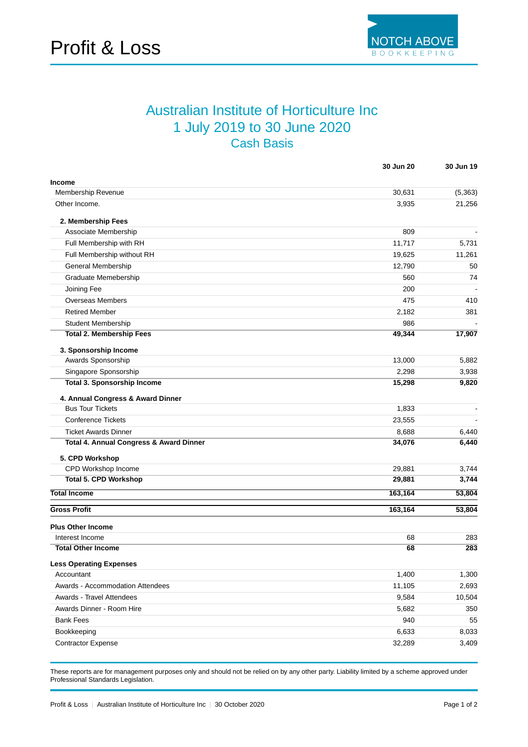# Profit & Loss

NOTCH ABOVE BOOKKEEPING

## Australian Institute of Horticulture Inc
## 1 July 2019 to 30 June 2020
### Cash Basis

| | 30 Jun 20 | 30 Jun 19 |
|---|---|---|
| **Income** | | |
| Membership Revenue | 30,631 | (5,363) |
| Other Income. | 3,935 | 21,256 |
| **2. Membership Fees** | | |
| Associate Membership | 809 | - |
| Full Membership with RH | 11,717 | 5,731 |
| Full Membership without RH | 19,625 | 11,261 |
| General Membership | 12,790 | 50 |
| Graduate Memebership | 560 | 74 |
| Joining Fee | 200 | - |
| Overseas Members | 475 | 410 |
| Retired Member | 2,182 | 381 |
| Student Membership | 986 | - |
| **Total 2. Membership Fees** | **49,344** | **17,907** |
| **3. Sponsorship Income** | | |
| Awards Sponsorship | 13,000 | 5,882 |
| Singapore Sponsorship | 2,298 | 3,938 |
| **Total 3. Sponsorship Income** | **15,298** | **9,820** |
| **4. Annual Congress & Award Dinner** | | |
| Bus Tour Tickets | 1,833 | - |
| Conference Tickets | 23,555 | - |
| Ticket Awards Dinner | 8,688 | 6,440 |
| **Total 4. Annual Congress & Award Dinner** | **34,076** | **6,440** |
| **5. CPD Workshop** | | |
| CPD Workshop Income | 29,881 | 3,744 |
| **Total 5. CPD Workshop** | **29,881** | **3,744** |
| **Total Income** | **163,164** | **53,804** |
| **Gross Profit** | **163,164** | **53,804** |
| **Plus Other Income** | | |
| Interest Income | 68 | 283 |
| **Total Other Income** | **68** | **283** |
| **Less Operating Expenses** | | |
| Accountant | 1,400 | 1,300 |
| Awards - Accommodation Attendees | 11,105 | 2,693 |
| Awards - Travel Attendees | 9,584 | 10,504 |
| Awards Dinner - Room Hire | 5,682 | 350 |
| Bank Fees | 940 | 55 |
| Bookkeeping | 6,633 | 8,033 |
| Contractor Expense | 32,289 | 3,409 |

These reports are for management purposes only and should not be relied on by any other party. Liability limited by a scheme approved under Professional Standards Legislation.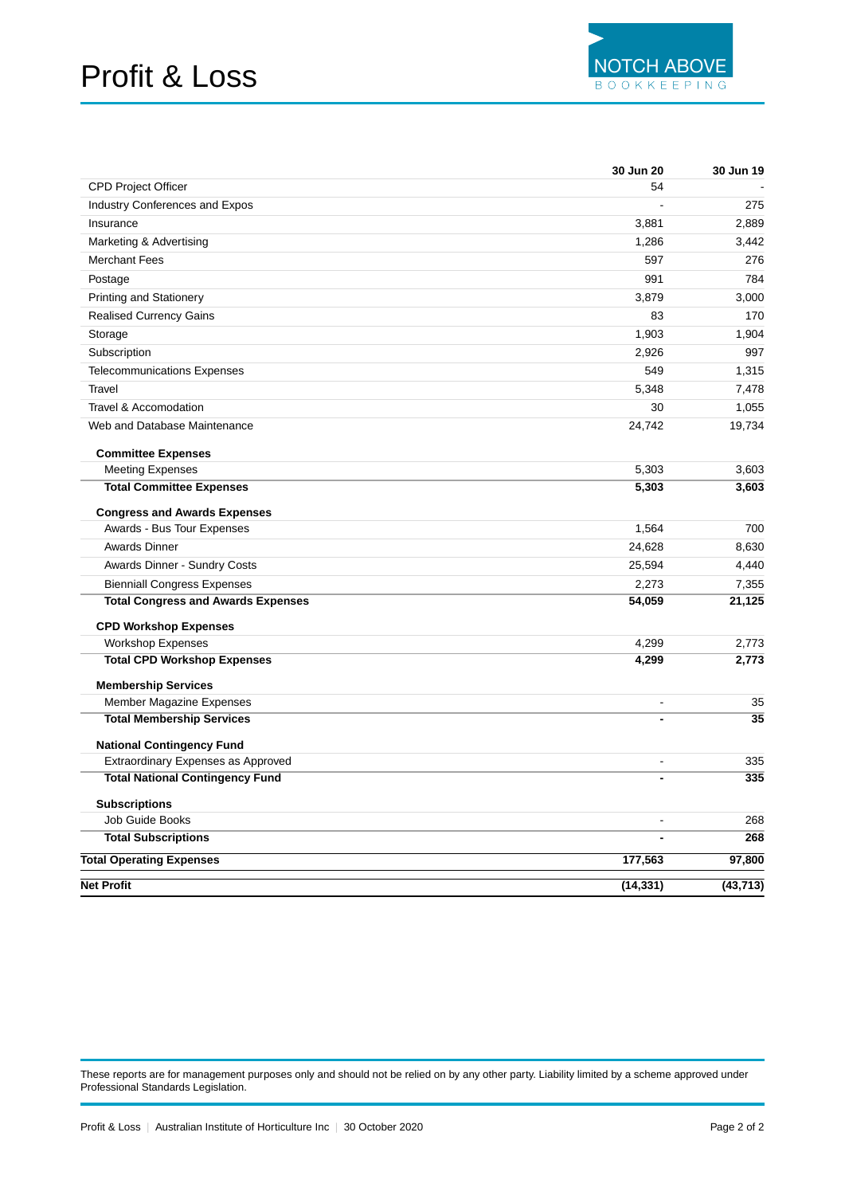# Profit & Loss

NOTCH ABOVE BOOKKEEPING

| | 30 Jun 20 | 30 Jun 19 |
|---|---|---|
| CPD Project Officer | 54 | - |
| Industry Conferences and Expos | - | 275 |
| Insurance | 3,881 | 2,889 |
| Marketing & Advertising | 1,286 | 3,442 |
| Merchant Fees | 597 | 276 |
| Postage | 991 | 784 |
| Printing and Stationery | 3,879 | 3,000 |
| Realised Currency Gains | 83 | 170 |
| Storage | 1,903 | 1,904 |
| Subscription | 2,926 | 997 |
| Telecommunications Expenses | 549 | 1,315 |
| Travel | 5,348 | 7,478 |
| Travel & Accomodation | 30 | 1,055 |
| Web and Database Maintenance | 24,742 | 19,734 |
| **Committee Expenses** | | |
| Meeting Expenses | 5,303 | 3,603 |
| **Total Committee Expenses** | **5,303** | **3,603** |
| **Congress and Awards Expenses** | | |
| Awards - Bus Tour Expenses | 1,564 | 700 |
| Awards Dinner | 24,628 | 8,630 |
| Awards Dinner - Sundry Costs | 25,594 | 4,440 |
| Bienniall Congress Expenses | 2,273 | 7,355 |
| **Total Congress and Awards Expenses** | **54,059** | **21,125** |
| **CPD Workshop Expenses** | | |
| Workshop Expenses | 4,299 | 2,773 |
| **Total CPD Workshop Expenses** | **4,299** | **2,773** |
| **Membership Services** | | |
| Member Magazine Expenses | - | 35 |
| **Total Membership Services** | **-** | **35** |
| **National Contingency Fund** | | |
| Extraordinary Expenses as Approved | - | 335 |
| **Total National Contingency Fund** | **-** | **335** |
| **Subscriptions** | | |
| Job Guide Books | - | 268 |
| **Total Subscriptions** | **-** | **268** |
| **Total Operating Expenses** | **177,563** | **97,800** |
| **Net Profit** | **(14,331)** | **(43,713)** |

These reports are for management purposes only and should not be relied on by any other party. Liability limited by a scheme approved under Professional Standards Legislation.